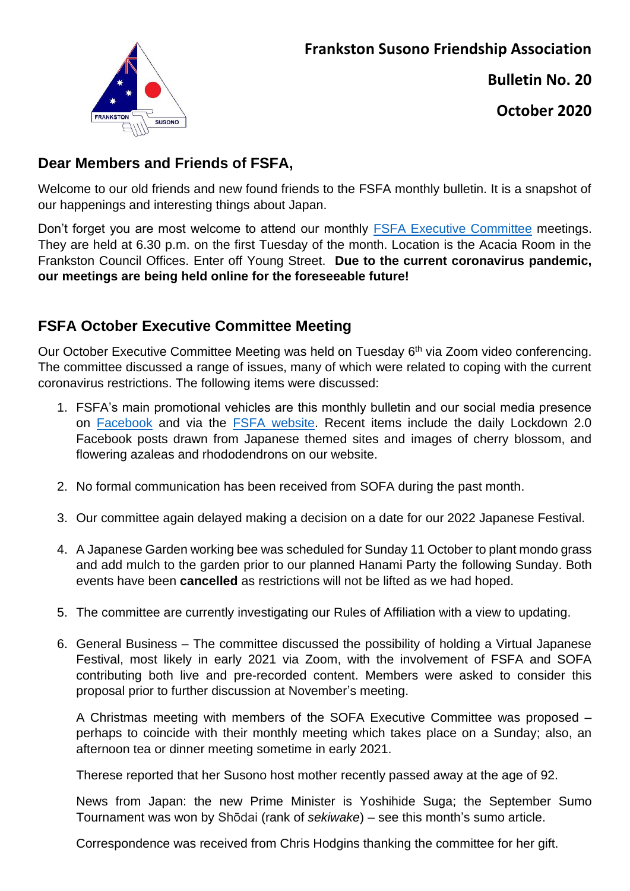# Frankston Susono Friendship Association

**Bulletin No. 20**

**October 2020**

## Dear Members and Friends of FSFA,

Welcome to our old friends and new found friends to the FSFA monthly bulletin. It is a snapshot of our happenings and interesting things about Japan.

Don't forget you are most welcome to attend our monthly [FSFA Executive Committee]() meetings. They are held at 6.30 p.m. on the first Tuesday of the month. Location is the Acacia Room in the Frankston Council Offices. Enter off Young Street. **Due to the current coronavirus pandemic, our meetings are being held online for the foreseeable future!**

## FSFA October Executive Committee Meeting

Our October Executive Committee Meeting was held on Tuesday 6th via Zoom video conferencing. The committee discussed a range of issues, many of which were related to coping with the current coronavirus restrictions. The following items were discussed:

1. FSFA's main promotional vehicles are this monthly bulletin and our social media presence on [Facebook]() and via the [FSFA website](). Recent items include the daily Lockdown 2.0 Facebook posts drawn from Japanese themed sites and images of cherry blossom, and flowering azaleas and rhododendrons on our website.

2. No formal communication has been received from SOFA during the past month.

3. Our committee again delayed making a decision on a date for our 2022 Japanese Festival.

4. A Japanese Garden working bee was scheduled for Sunday 11 October to plant mondo grass and add mulch to the garden prior to our planned Hanami Party the following Sunday. Both events have been **cancelled** as restrictions will not be lifted as we had hoped.

5. The committee are currently investigating our Rules of Affiliation with a view to updating.

6. General Business – The committee discussed the possibility of holding a Virtual Japanese Festival, most likely in early 2021 via Zoom, with the involvement of FSFA and SOFA contributing both live and pre-recorded content. Members were asked to consider this proposal prior to further discussion at November's meeting.

   A Christmas meeting with members of the SOFA Executive Committee was proposed – perhaps to coincide with their monthly meeting which takes place on a Sunday; also, an afternoon tea or dinner meeting sometime in early 2021.

   Therese reported that her Susono host mother recently passed away at the age of 92.

   News from Japan: the new Prime Minister is Yoshihide Suga; the September Sumo Tournament was won by Shōdai (rank of *sekiwake*) – see this month's sumo article.

   Correspondence was received from Chris Hodgins thanking the committee for her gift.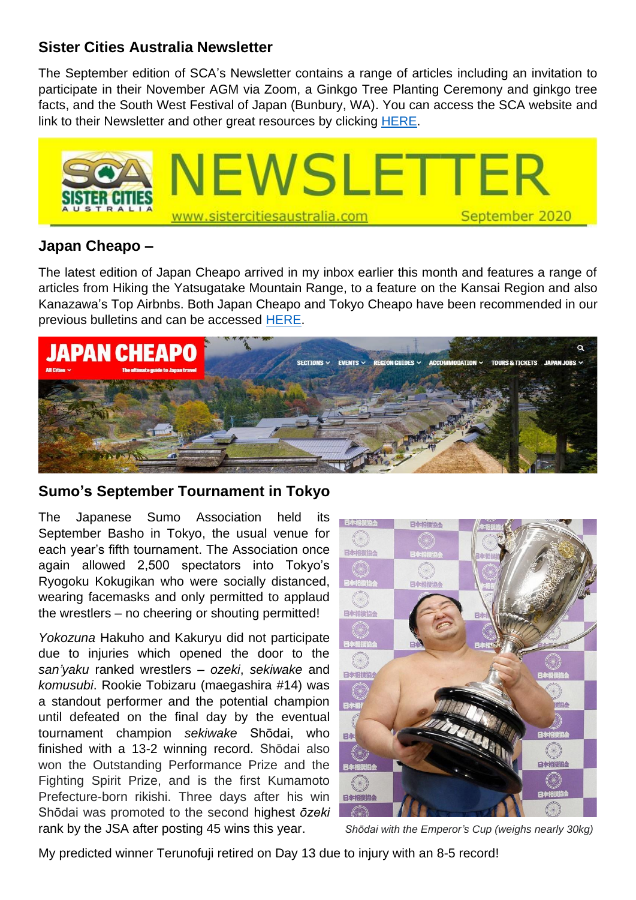## Sister Cities Australia Newsletter

The September edition of SCA's Newsletter contains a range of articles including an invitation to participate in their November AGM via Zoom, a Ginkgo Tree Planting Ceremony and ginkgo tree facts, and the South West Festival of Japan (Bunbury, WA). You can access the SCA website and link to their Newsletter and other great resources by clicking HERE.

## Japan Cheapo –

The latest edition of Japan Cheapo arrived in my inbox earlier this month and features a range of articles from Hiking the Yatsugatake Mountain Range, to a feature on the Kansai Region and also Kanazawa's Top Airbnbs. Both Japan Cheapo and Tokyo Cheapo have been recommended in our previous bulletins and can be accessed HERE.

## Sumo's September Tournament in Tokyo

The Japanese Sumo Association held its September Basho in Tokyo, the usual venue for each year's fifth tournament. The Association once again allowed 2,500 spectators into Tokyo's Ryogoku Kokugikan who were socially distanced, wearing facemasks and only permitted to applaud the wrestlers – no cheering or shouting permitted!

*Yokozuna* Hakuho and Kakuryu did not participate due to injuries which opened the door to the *san'yaku* ranked wrestlers – *ozeki*, *sekiwake* and *komusubi*. Rookie Tobizaru (maegashira #14) was a standout performer and the potential champion until defeated on the final day by the eventual tournament champion *sekiwake* Shōdai, who finished with a 13-2 winning record. Shōdai also won the Outstanding Performance Prize and the Fighting Spirit Prize, and is the first Kumamoto Prefecture-born rikishi. Three days after his win Shōdai was promoted to the second highest *ōzeki* rank by the JSA after posting 45 wins this year.

*Shōdai with the Emperor's Cup (weighs nearly 30kg)*

My predicted winner Terunofuji retired on Day 13 due to injury with an 8-5 record!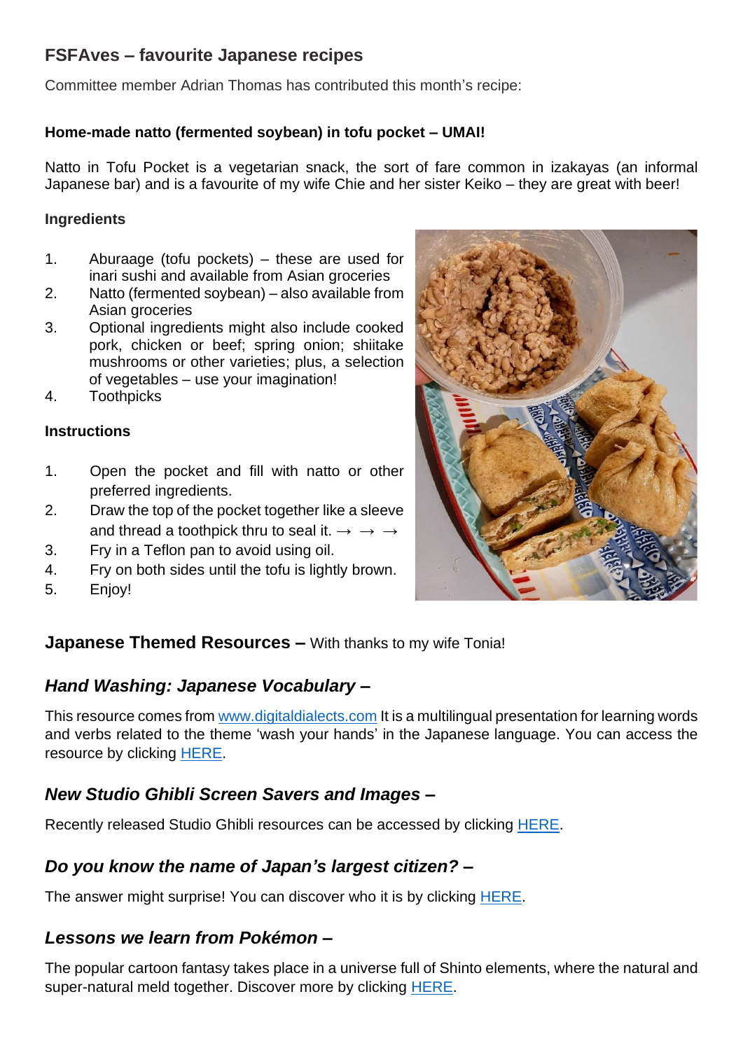## FSFAves – favourite Japanese recipes

Committee member Adrian Thomas has contributed this month's recipe:

### Home-made natto (fermented soybean) in tofu pocket – UMAI!

Natto in Tofu Pocket is a vegetarian snack, the sort of fare common in izakayas (an informal Japanese bar) and is a favourite of my wife Chie and her sister Keiko – they are great with beer!

**Ingredients**

1. Aburaage (tofu pockets) – these are used for inari sushi and available from Asian groceries
2. Natto (fermented soybean) – also available from Asian groceries
3. Optional ingredients might also include cooked pork, chicken or beef; spring onion; shiitake mushrooms or other varieties; plus, a selection of vegetables – use your imagination!
4. Toothpicks

**Instructions**

1. Open the pocket and fill with natto or other preferred ingredients.
2. Draw the top of the pocket together like a sleeve and thread a toothpick thru to seal it. → → →
3. Fry in a Teflon pan to avoid using oil.
4. Fry on both sides until the tofu is lightly brown.
5. Enjoy!

## Japanese Themed Resources – With thanks to my wife Tonia!

### *Hand Washing: Japanese Vocabulary –*

This resource comes from www.digitaldialects.com It is a multilingual presentation for learning words and verbs related to the theme 'wash your hands' in the Japanese language. You can access the resource by clicking HERE.

### *New Studio Ghibli Screen Savers and Images –*

Recently released Studio Ghibli resources can be accessed by clicking HERE.

### *Do you know the name of Japan's largest citizen? –*

The answer might surprise! You can discover who it is by clicking HERE.

### *Lessons we learn from Pokémon –*

The popular cartoon fantasy takes place in a universe full of Shinto elements, where the natural and super-natural meld together. Discover more by clicking HERE.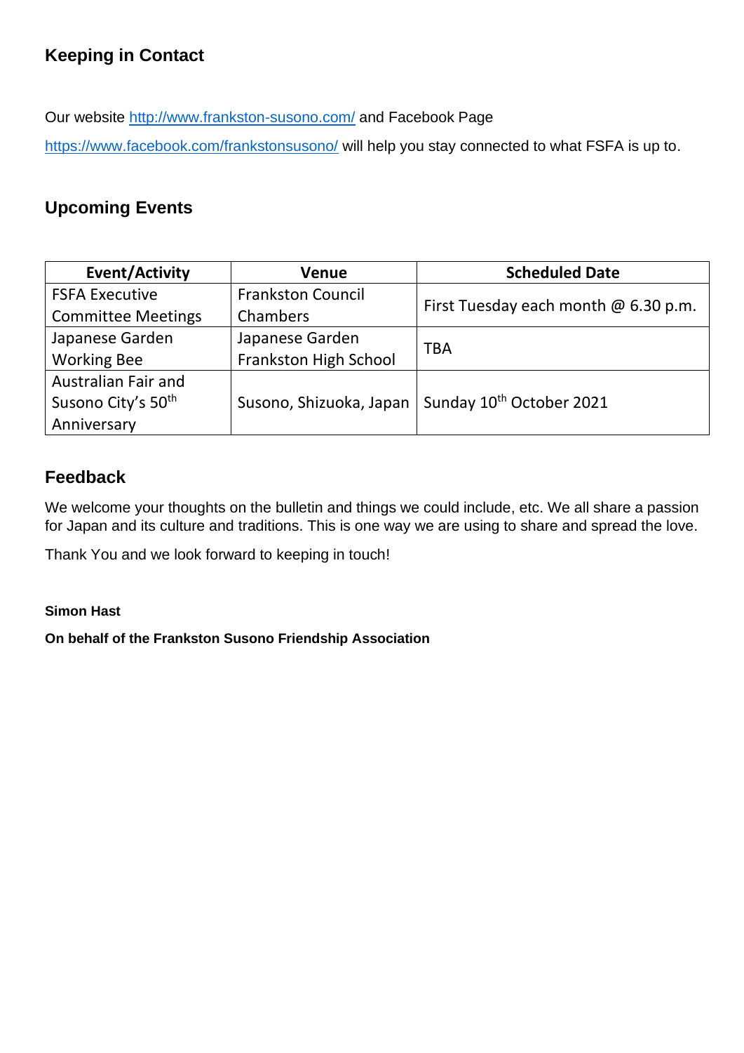## Keeping in Contact

Our website http://www.frankston-susono.com/ and Facebook Page https://www.facebook.com/frankstonsusono/ will help you stay connected to what FSFA is up to.

## Upcoming Events

| Event/Activity | Venue | Scheduled Date |
|---|---|---|
| FSFA Executive Committee Meetings | Frankston Council Chambers | First Tuesday each month @ 6.30 p.m. |
| Japanese Garden Working Bee | Japanese Garden Frankston High School | TBA |
| Australian Fair and Susono City's 50th Anniversary | Susono, Shizuoka, Japan | Sunday 10th October 2021 |

## Feedback

We welcome your thoughts on the bulletin and things we could include, etc. We all share a passion for Japan and its culture and traditions. This is one way we are using to share and spread the love.

Thank You and we look forward to keeping in touch!

**Simon Hast**

**On behalf of the Frankston Susono Friendship Association**